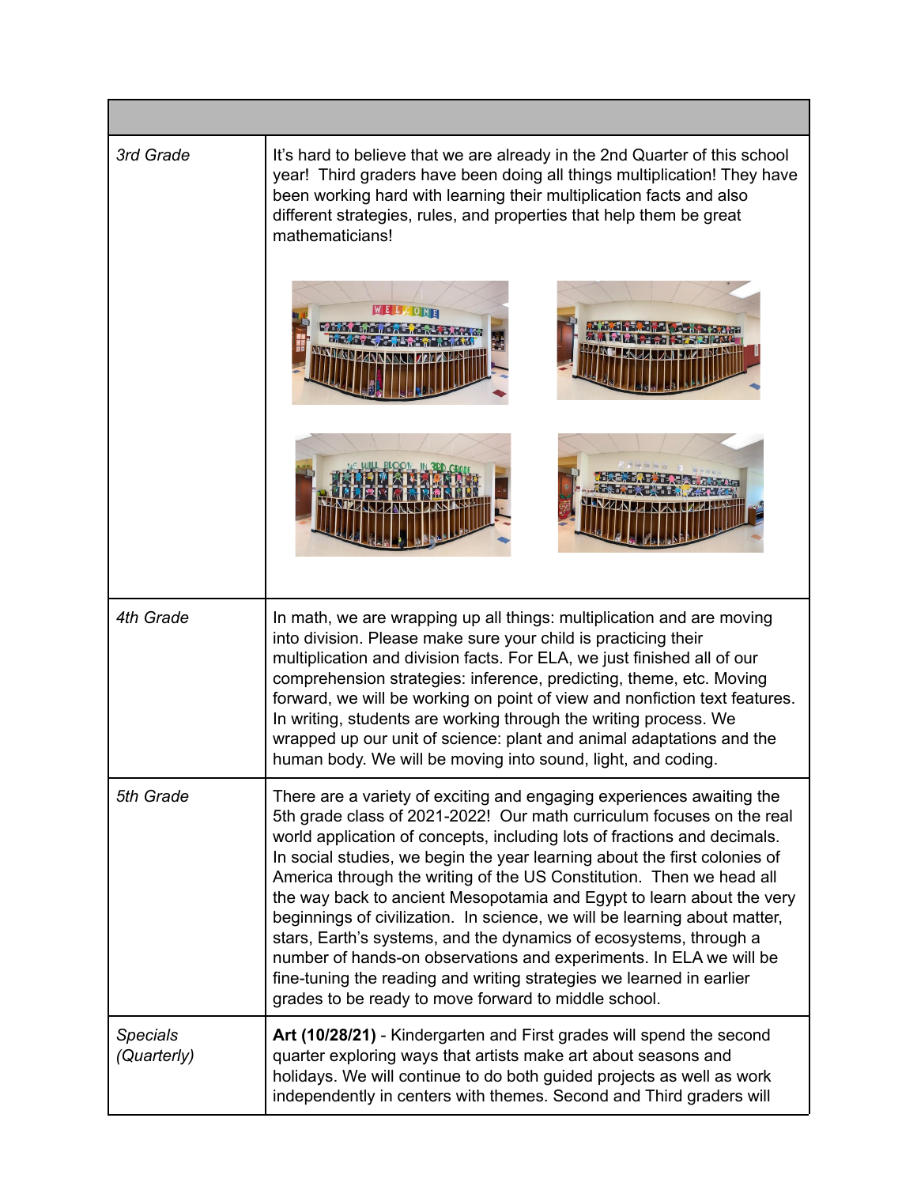| | |
|---|---|
| *3rd Grade* | It's hard to believe that we are already in the 2nd Quarter of this school year! Third graders have been doing all things multiplication! They have been working hard with learning their multiplication facts and also different strategies, rules, and properties that help them be great mathematicians! |
| *4th Grade* | In math, we are wrapping up all things: multiplication and are moving into division. Please make sure your child is practicing their multiplication and division facts. For ELA, we just finished all of our comprehension strategies: inference, predicting, theme, etc. Moving forward, we will be working on point of view and nonfiction text features. In writing, students are working through the writing process. We wrapped up our unit of science: plant and animal adaptations and the human body. We will be moving into sound, light, and coding. |
| *5th Grade* | There are a variety of exciting and engaging experiences awaiting the 5th grade class of 2021-2022! Our math curriculum focuses on the real world application of concepts, including lots of fractions and decimals. In social studies, we begin the year learning about the first colonies of America through the writing of the US Constitution. Then we head all the way back to ancient Mesopotamia and Egypt to learn about the very beginnings of civilization. In science, we will be learning about matter, stars, Earth's systems, and the dynamics of ecosystems, through a number of hands-on observations and experiments. In ELA we will be fine-tuning the reading and writing strategies we learned in earlier grades to be ready to move forward to middle school. |
| *Specials (Quarterly)* | **Art (10/28/21)** - Kindergarten and First grades will spend the second quarter exploring ways that artists make art about seasons and holidays. We will continue to do both guided projects as well as work independently in centers with themes. Second and Third graders will |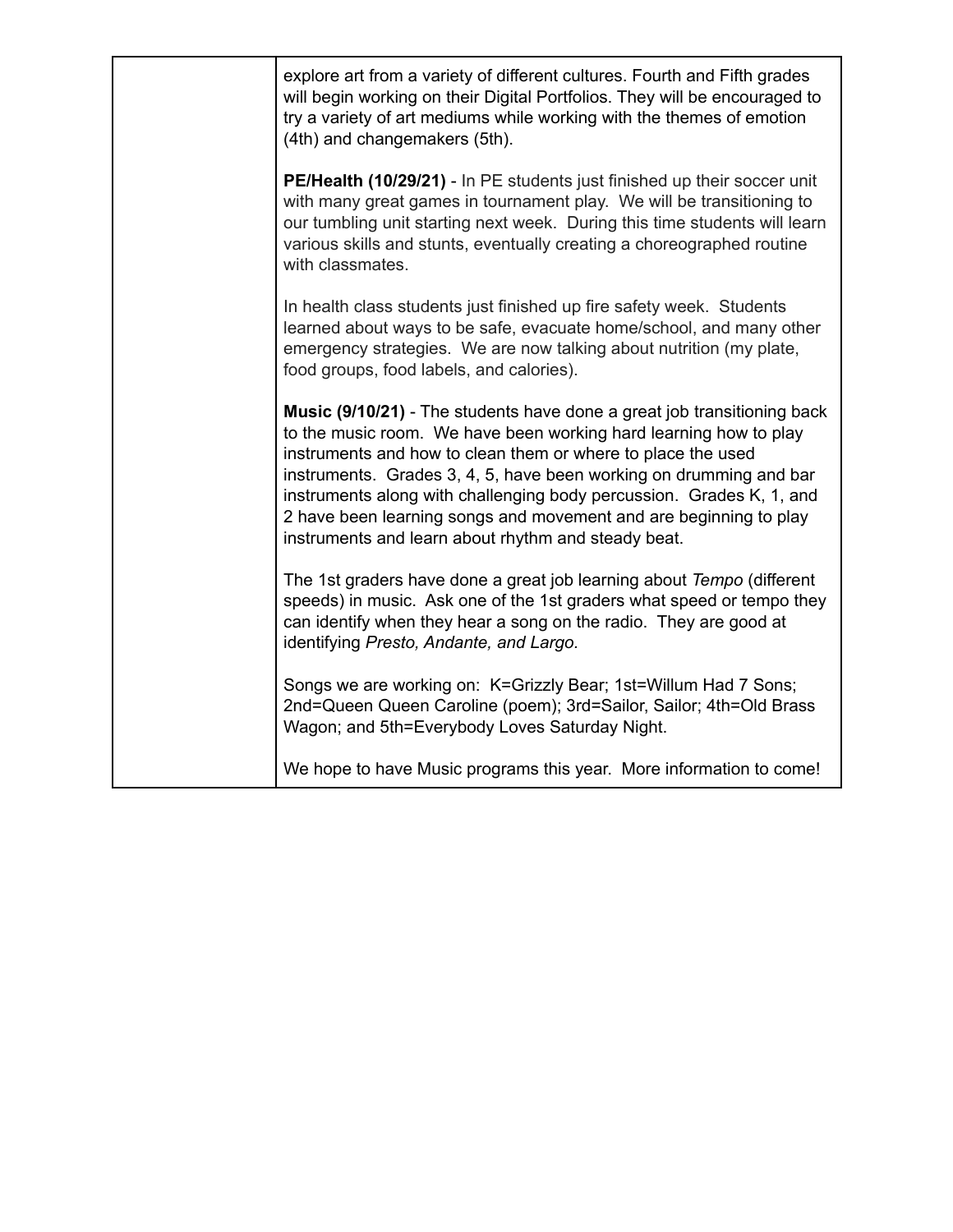| | |
|---|---|
| | explore art from a variety of different cultures. Fourth and Fifth grades will begin working on their Digital Portfolios. They will be encouraged to try a variety of art mediums while working with the themes of emotion (4th) and changemakers (5th).<br><br>**PE/Health (10/29/21)** - In PE students just finished up their soccer unit with many great games in tournament play. We will be transitioning to our tumbling unit starting next week. During this time students will learn various skills and stunts, eventually creating a choreographed routine with classmates.<br><br>In health class students just finished up fire safety week. Students learned about ways to be safe, evacuate home/school, and many other emergency strategies. We are now talking about nutrition (my plate, food groups, food labels, and calories).<br><br>**Music (9/10/21)** - The students have done a great job transitioning back to the music room. We have been working hard learning how to play instruments and how to clean them or where to place the used instruments. Grades 3, 4, 5, have been working on drumming and bar instruments along with challenging body percussion. Grades K, 1, and 2 have been learning songs and movement and are beginning to play instruments and learn about rhythm and steady beat.<br><br>The 1st graders have done a great job learning about *Tempo* (different speeds) in music. Ask one of the 1st graders what speed or tempo they can identify when they hear a song on the radio. They are good at identifying *Presto, Andante, and Largo.*<br><br>Songs we are working on: K=Grizzly Bear; 1st=Willum Had 7 Sons; 2nd=Queen Queen Caroline (poem); 3rd=Sailor, Sailor; 4th=Old Brass Wagon; and 5th=Everybody Loves Saturday Night.<br><br>We hope to have Music programs this year. More information to come! |